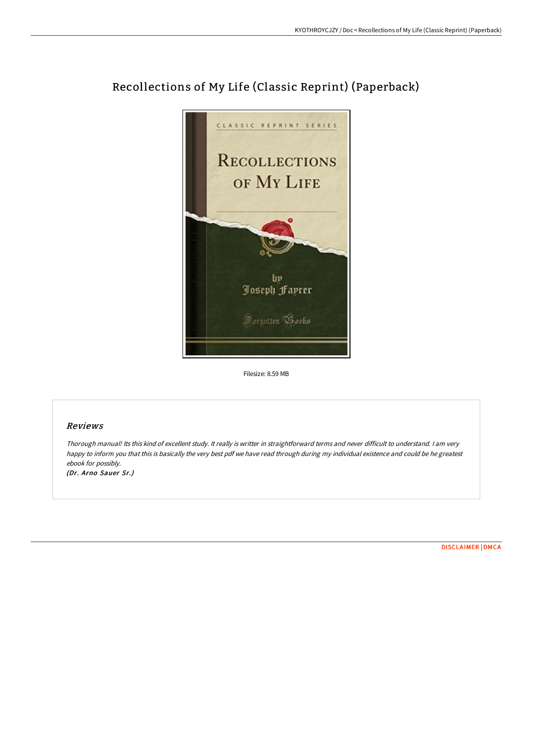# Recollections of My Life (Classic Reprint) (Paperback)

Filesize: 8.59 MB

## *Reviews*

*Thorough manual! Its this kind of excellent study. It really is writter in straightforward terms and never difficult to understand. I am very happy to inform you that this is basically the very best pdf we have read through during my individual existence and could be he greatest ebook for possibly.*

***(Dr. Arno Sauer Sr.)***

DISCLAIMER | DMCA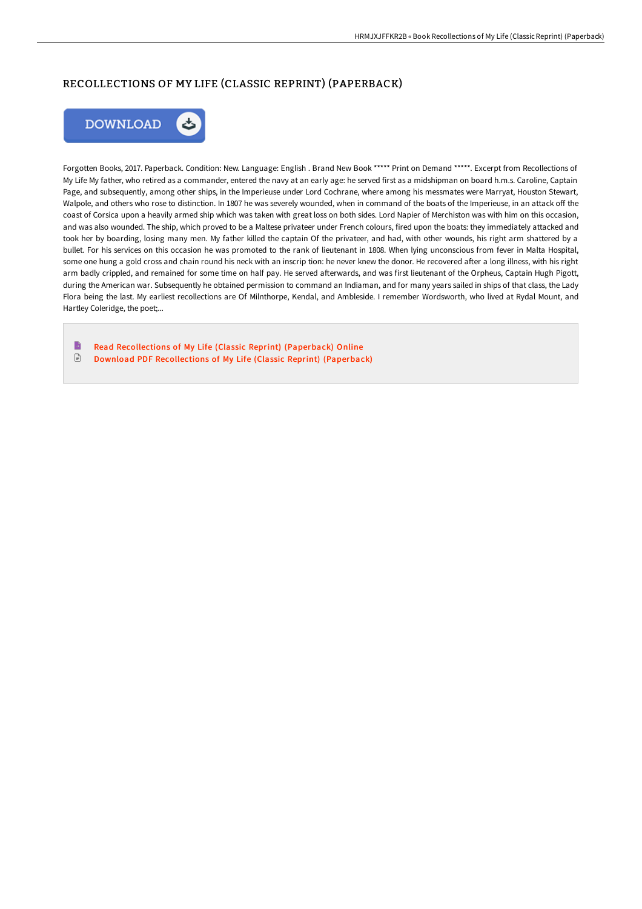# RECOLLECTIONS OF MY LIFE (CLASSIC REPRINT) (PAPERBACK)

Forgotten Books, 2017. Paperback. Condition: New. Language: English . Brand New Book ***** Print on Demand *****. Excerpt from Recollections of My Life My father, who retired as a commander, entered the navy at an early age: he served first as a midshipman on board h.m.s. Caroline, Captain Page, and subsequently, among other ships, in the Imperieuse under Lord Cochrane, where among his messmates were Marryat, Houston Stewart, Walpole, and others who rose to distinction. In 1807 he was severely wounded, when in command of the boats of the Imperieuse, in an attack off the coast of Corsica upon a heavily armed ship which was taken with great loss on both sides. Lord Napier of Merchiston was with him on this occasion, and was also wounded. The ship, which proved to be a Maltese privateer under French colours, fired upon the boats: they immediately attacked and took her by boarding, losing many men. My father killed the captain Of the privateer, and had, with other wounds, his right arm shattered by a bullet. For his services on this occasion he was promoted to the rank of lieutenant in 1808. When lying unconscious from fever in Malta Hospital, some one hung a gold cross and chain round his neck with an inscrip tion: he never knew the donor. He recovered after a long illness, with his right arm badly crippled, and remained for some time on half pay. He served afterwards, and was first lieutenant of the Orpheus, Captain Hugh Pigott, during the American war. Subsequently he obtained permission to command an Indiaman, and for many years sailed in ships of that class, the Lady Flora being the last. My earliest recollections are Of Milnthorpe, Kendal, and Ambleside. I remember Wordsworth, who lived at Rydal Mount, and Hartley Coleridge, the poet;...

- Read Recollections of My Life (Classic Reprint) (Paperback) Online
- Download PDF Recollections of My Life (Classic Reprint) (Paperback)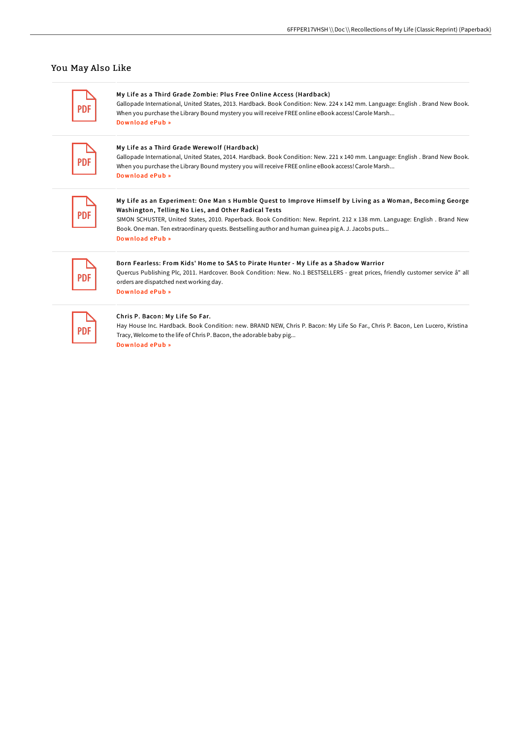## You May Also Like

PDF

**My Life as a Third Grade Zombie: Plus Free Online Access (Hardback)**

Gallopade International, United States, 2013. Hardback. Book Condition: New. 224 x 142 mm. Language: English . Brand New Book. When you purchase the Library Bound mystery you will receive FREE online eBook access! Carole Marsh...

Download ePub »

PDF

**My Life as a Third Grade Werewolf (Hardback)**

Gallopade International, United States, 2014. Hardback. Book Condition: New. 221 x 140 mm. Language: English . Brand New Book. When you purchase the Library Bound mystery you will receive FREE online eBook access! Carole Marsh...

Download ePub »

PDF

**My Life as an Experiment: One Man s Humble Quest to Improve Himself by Living as a Woman, Becoming George Washington, Telling No Lies, and Other Radical Tests**

SIMON SCHUSTER, United States, 2010. Paperback. Book Condition: New. Reprint. 212 x 138 mm. Language: English . Brand New Book. One man. Ten extraordinary quests. Bestselling author and human guinea pig A. J. Jacobs puts...

Download ePub »

PDF

**Born Fearless: From Kids' Home to SAS to Pirate Hunter - My Life as a Shadow Warrior**

Quercus Publishing Plc, 2011. Hardcover. Book Condition: New. No.1 BESTSELLERS - great prices, friendly customer service â" all orders are dispatched next working day.

Download ePub »

PDF

**Chris P. Bacon: My Life So Far.**

Hay House Inc. Hardback. Book Condition: new. BRAND NEW, Chris P. Bacon: My Life So Far., Chris P. Bacon, Len Lucero, Kristina Tracy, Welcome to the life of Chris P. Bacon, the adorable baby pig...

Download ePub »